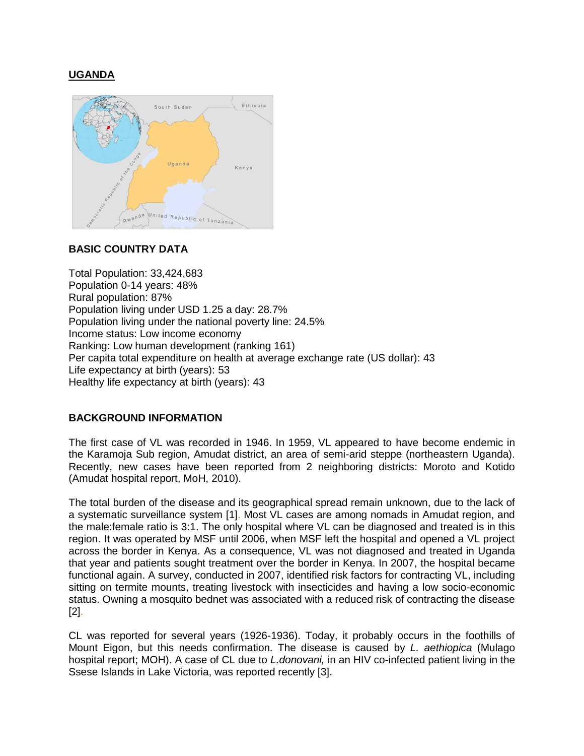## UGANDA

### BASIC COUNTRY DATA

Total Population: 33,424,683
Population 0-14 years: 48%
Rural population: 87%
Population living under USD 1.25 a day: 28.7%
Population living under the national poverty line: 24.5%
Income status: Low income economy
Ranking: Low human development (ranking 161)
Per capita total expenditure on health at average exchange rate (US dollar): 43
Life expectancy at birth (years): 53
Healthy life expectancy at birth (years): 43

### BACKGROUND INFORMATION

The first case of VL was recorded in 1946. In 1959, VL appeared to have become endemic in the Karamoja Sub region, Amudat district, an area of semi-arid steppe (northeastern Uganda). Recently, new cases have been reported from 2 neighboring districts: Moroto and Kotido (Amudat hospital report, MoH, 2010).

The total burden of the disease and its geographical spread remain unknown, due to the lack of a systematic surveillance system [1]. Most VL cases are among nomads in Amudat region, and the male:female ratio is 3:1. The only hospital where VL can be diagnosed and treated is in this region. It was operated by MSF until 2006, when MSF left the hospital and opened a VL project across the border in Kenya. As a consequence, VL was not diagnosed and treated in Uganda that year and patients sought treatment over the border in Kenya. In 2007, the hospital became functional again. A survey, conducted in 2007, identified risk factors for contracting VL, including sitting on termite mounts, treating livestock with insecticides and having a low socio-economic status. Owning a mosquito bednet was associated with a reduced risk of contracting the disease [2].

CL was reported for several years (1926-1936). Today, it probably occurs in the foothills of Mount Eigon, but this needs confirmation. The disease is caused by *L. aethiopica* (Mulago hospital report; MOH). A case of CL due to *L.donovani,* in an HIV co-infected patient living in the Ssese Islands in Lake Victoria, was reported recently [3].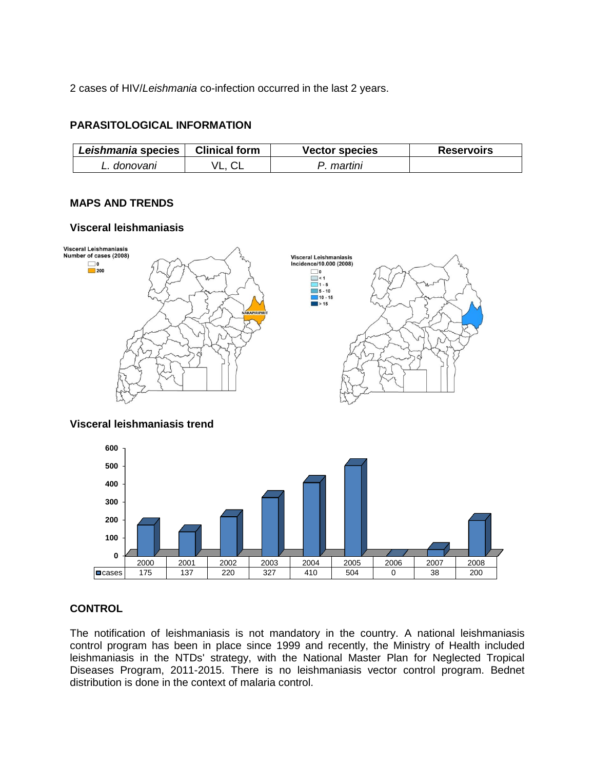2 cases of HIV/*Leishmania* co-infection occurred in the last 2 years.

## PARASITOLOGICAL INFORMATION

| ***Leishmania* species** | **Clinical form** | **Vector species** | **Reservoirs** |
|---|---|---|---|
| *L. donovani* | VL, CL | *P. martini* | |

## MAPS AND TRENDS

### Visceral leishmaniasis

### Visceral leishmaniasis trend

| | 2000 | 2001 | 2002 | 2003 | 2004 | 2005 | 2006 | 2007 | 2008 |
|---|---|---|---|---|---|---|---|---|---|
| cases | 175 | 137 | 220 | 327 | 410 | 504 | 0 | 38 | 200 |

## CONTROL

The notification of leishmaniasis is not mandatory in the country. A national leishmaniasis control program has been in place since 1999 and recently, the Ministry of Health included leishmaniasis in the NTDs' strategy, with the National Master Plan for Neglected Tropical Diseases Program, 2011-2015. There is no leishmaniasis vector control program. Bednet distribution is done in the context of malaria control.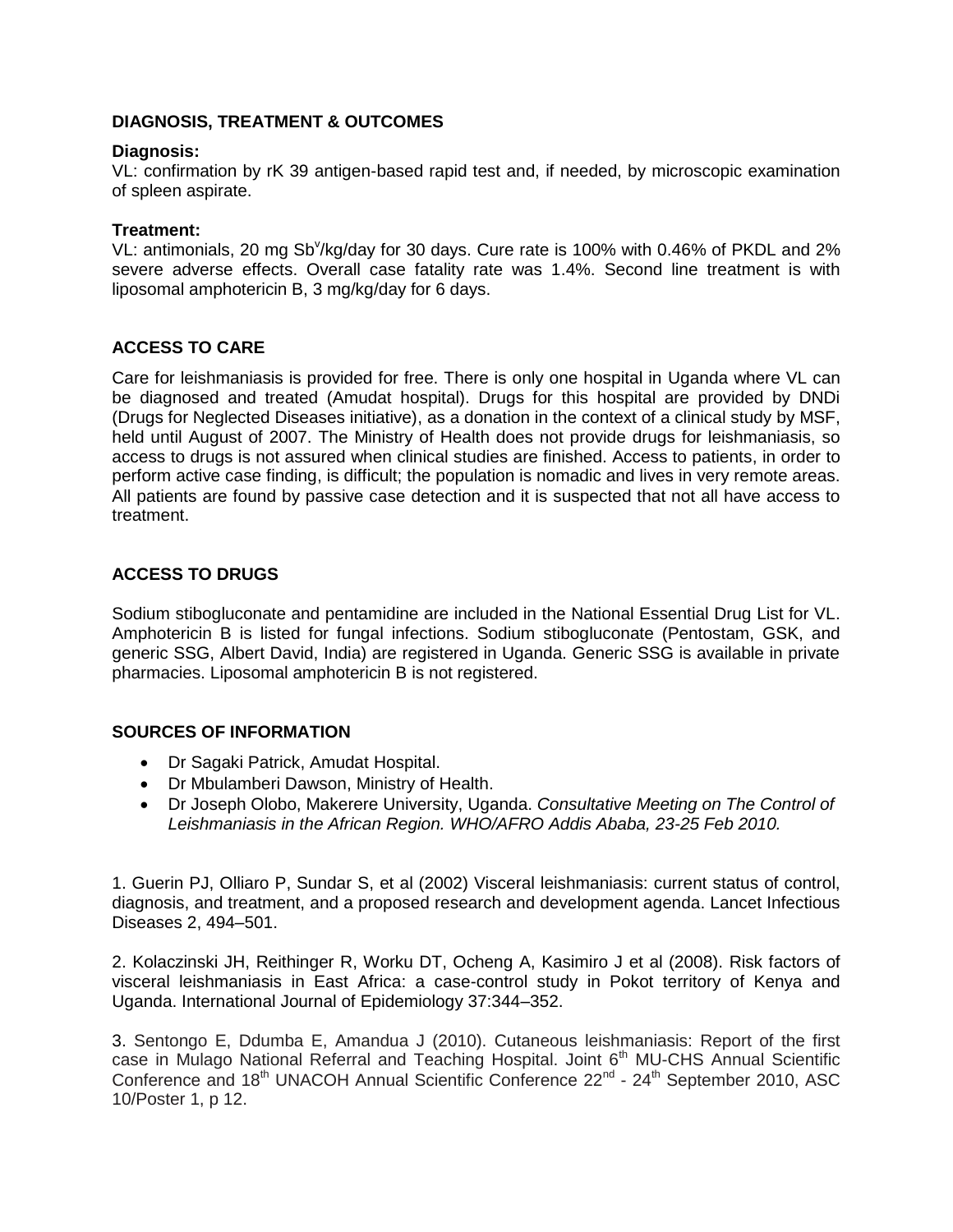## DIAGNOSIS, TREATMENT & OUTCOMES

**Diagnosis:**
VL: confirmation by rK 39 antigen-based rapid test and, if needed, by microscopic examination of spleen aspirate.

**Treatment:**
VL: antimonials, 20 mg $Sb^{v}$/kg/day for 30 days. Cure rate is 100% with 0.46% of PKDL and 2% severe adverse effects. Overall case fatality rate was 1.4%. Second line treatment is with liposomal amphotericin B, 3 mg/kg/day for 6 days.

## ACCESS TO CARE

Care for leishmaniasis is provided for free. There is only one hospital in Uganda where VL can be diagnosed and treated (Amudat hospital). Drugs for this hospital are provided by DNDi (Drugs for Neglected Diseases initiative), as a donation in the context of a clinical study by MSF, held until August of 2007. The Ministry of Health does not provide drugs for leishmaniasis, so access to drugs is not assured when clinical studies are finished. Access to patients, in order to perform active case finding, is difficult; the population is nomadic and lives in very remote areas. All patients are found by passive case detection and it is suspected that not all have access to treatment.

## ACCESS TO DRUGS

Sodium stibogluconate and pentamidine are included in the National Essential Drug List for VL. Amphotericin B is listed for fungal infections. Sodium stibogluconate (Pentostam, GSK, and generic SSG, Albert David, India) are registered in Uganda. Generic SSG is available in private pharmacies. Liposomal amphotericin B is not registered.

## SOURCES OF INFORMATION

- Dr Sagaki Patrick, Amudat Hospital.
- Dr Mbulamberi Dawson, Ministry of Health.
- Dr Joseph Olobo, Makerere University, Uganda. *Consultative Meeting on The Control of Leishmaniasis in the African Region. WHO/AFRO Addis Ababa, 23-25 Feb 2010.*

1. Guerin PJ, Olliaro P, Sundar S, et al (2002) Visceral leishmaniasis: current status of control, diagnosis, and treatment, and a proposed research and development agenda. Lancet Infectious Diseases 2, 494–501.

2. Kolaczinski JH, Reithinger R, Worku DT, Ocheng A, Kasimiro J et al (2008). Risk factors of visceral leishmaniasis in East Africa: a case-control study in Pokot territory of Kenya and Uganda. International Journal of Epidemiology 37:344–352.

3. Sentongo E, Ddumba E, Amandua J (2010). Cutaneous leishmaniasis: Report of the first case in Mulago National Referral and Teaching Hospital. Joint 6th MU-CHS Annual Scientific Conference and 18th UNACOH Annual Scientific Conference 22nd - 24th September 2010, ASC 10/Poster 1, p 12.